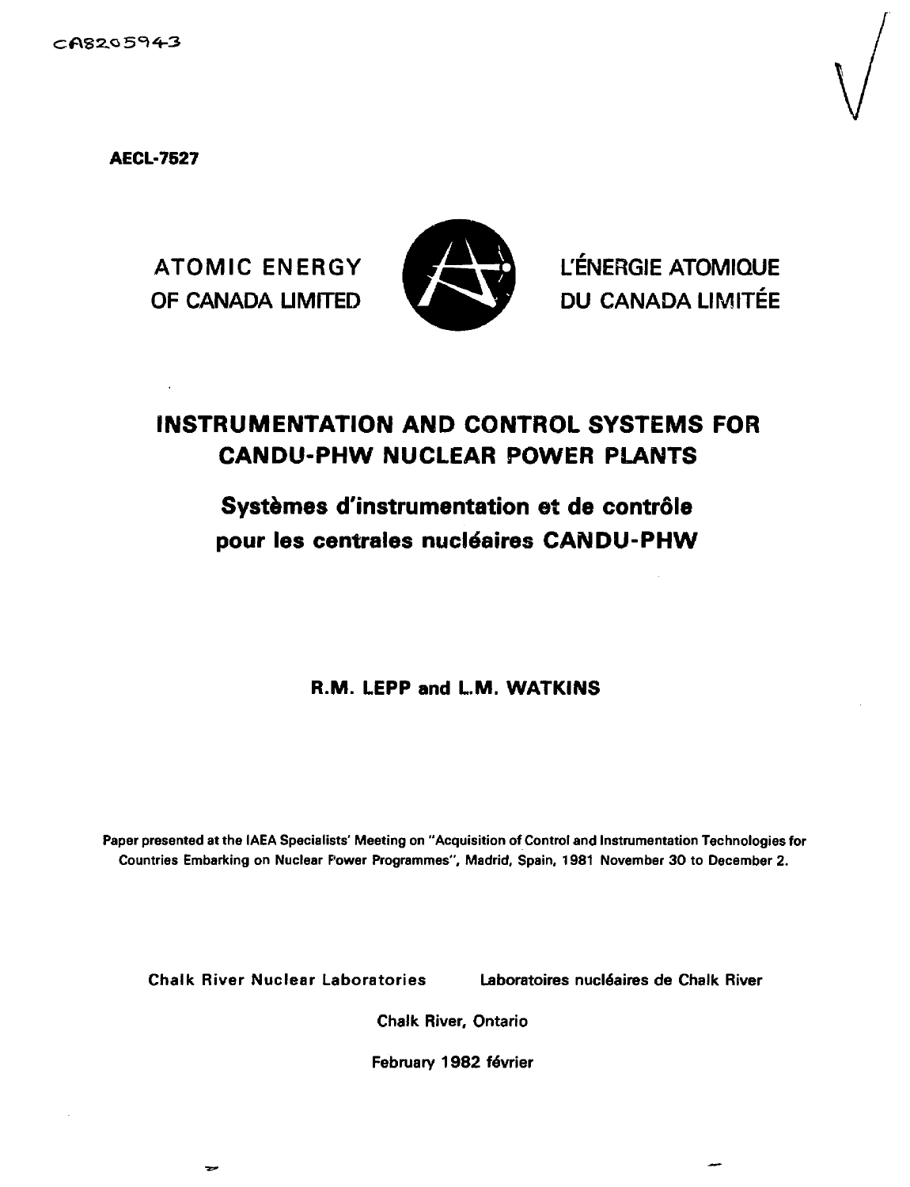CA8205943

**AECL-7527**

ATOMIC ENERGY OF CANADA LIMITED

L'ÉNERGIE ATOMIQUE DU CANADA LIMITÉE

# INSTRUMENTATION AND CONTROL SYSTEMS FOR CANDU-PHW NUCLEAR POWER PLANTS

## Systèmes d'instrumentation et de contrôle pour les centrales nucléaires CANDU-PHW

**R.M. LEPP and L.M. WATKINS**

Paper presented at the IAEA Specialists' Meeting on "Acquisition of Control and Instrumentation Technologies for Countries Embarking on Nuclear Power Programmes", Madrid, Spain, 1981 November 30 to December 2.

Chalk River Nuclear Laboratories

Laboratoires nucléaires de Chalk River

Chalk River, Ontario

February 1982 février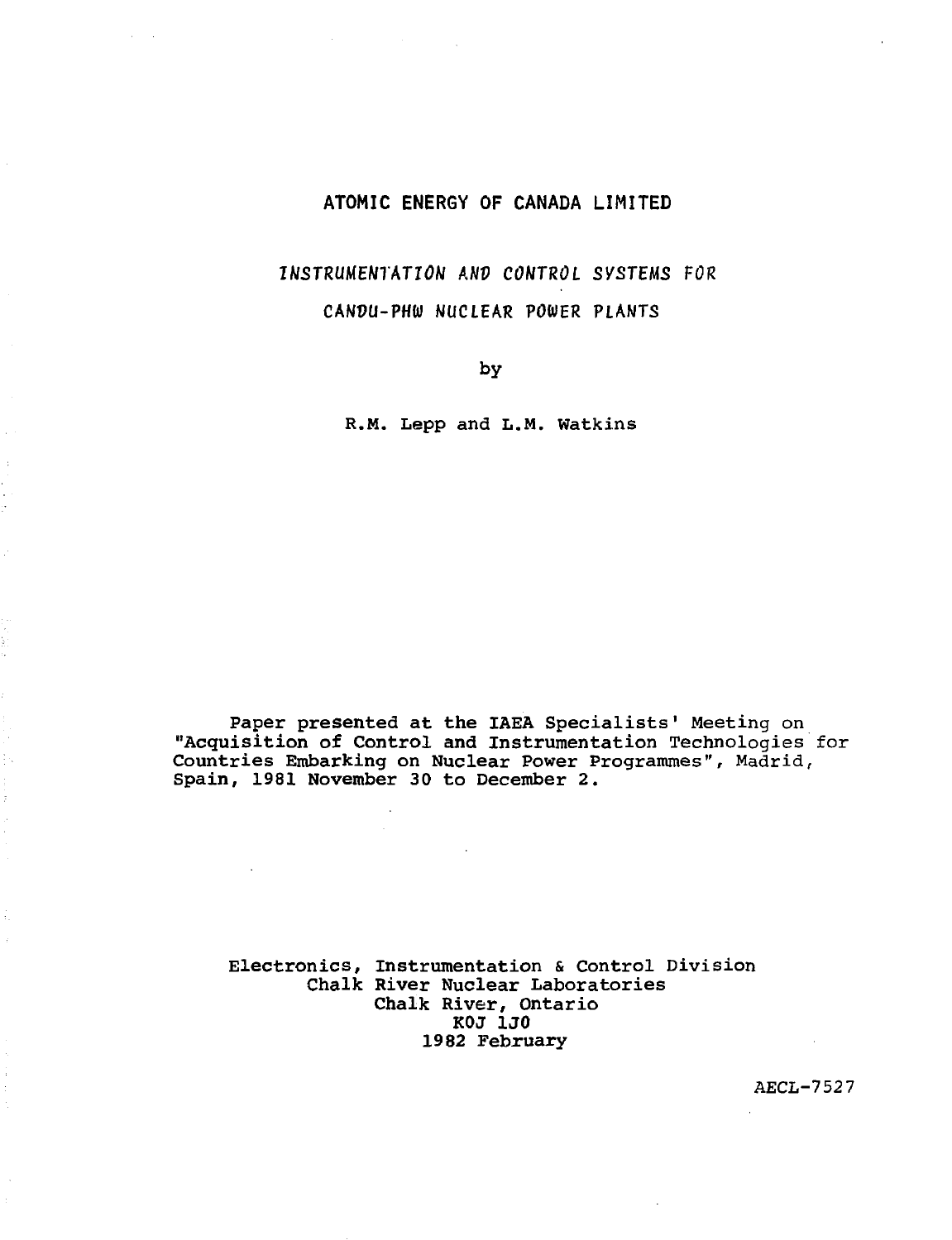# ATOMIC ENERGY OF CANADA LIMITED

## *INSTRUMENTATION AND CONTROL SYSTEMS FOR CANDU-PHW NUCLEAR POWER PLANTS*

by

R.M. Lepp and L.M. Watkins

Paper presented at the IAEA Specialists' Meeting on "Acquisition of Control and Instrumentation Technologies for Countries Embarking on Nuclear Power Programmes", Madrid, Spain, 1981 November 30 to December 2.

Electronics, Instrumentation & Control Division
Chalk River Nuclear Laboratories
Chalk River, Ontario
K0J 1J0
1982 February

AECL-7527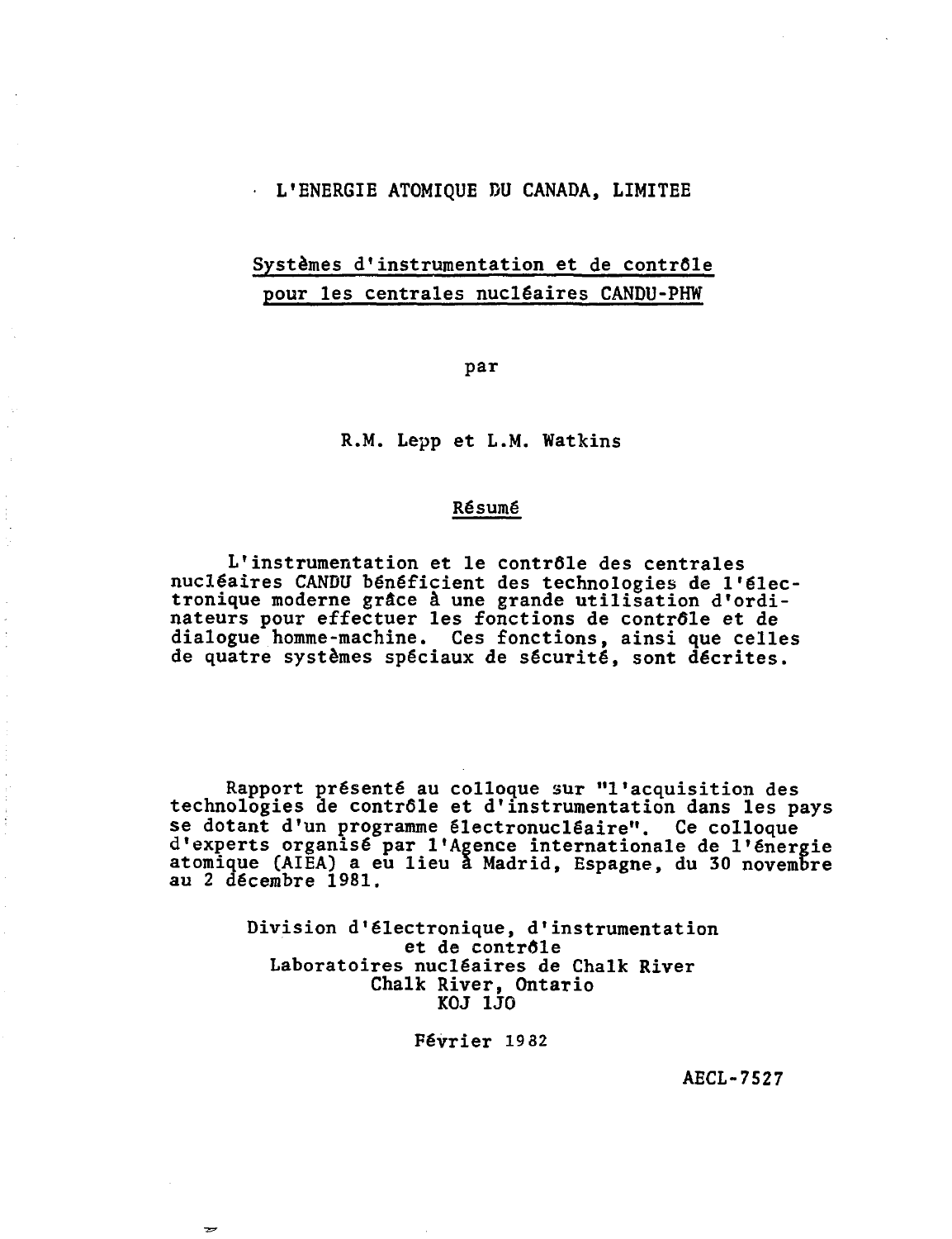L'ENERGIE ATOMIQUE DU CANADA, LIMITEE

# Systèmes d'instrumentation et de contrôle pour les centrales nucléaires CANDU-PHW

par

R.M. Lepp et L.M. Watkins

## Résumé

L'instrumentation et le contrôle des centrales nucléaires CANDU bénéficient des technologies de l'électronique moderne grâce à une grande utilisation d'ordinateurs pour effectuer les fonctions de contrôle et de dialogue homme-machine. Ces fonctions, ainsi que celles de quatre systèmes spéciaux de sécurité, sont décrites.

Rapport présenté au colloque sur "l'acquisition des technologies de contrôle et d'instrumentation dans les pays se dotant d'un programme électronucléaire". Ce colloque d'experts organisé par l'Agence internationale de l'énergie atomique (AIEA) a eu lieu à Madrid, Espagne, du 30 novembre au 2 décembre 1981.

Division d'électronique, d'instrumentation et de contrôle
Laboratoires nucléaires de Chalk River
Chalk River, Ontario
KOJ 1JO

Février 1982

AECL-7527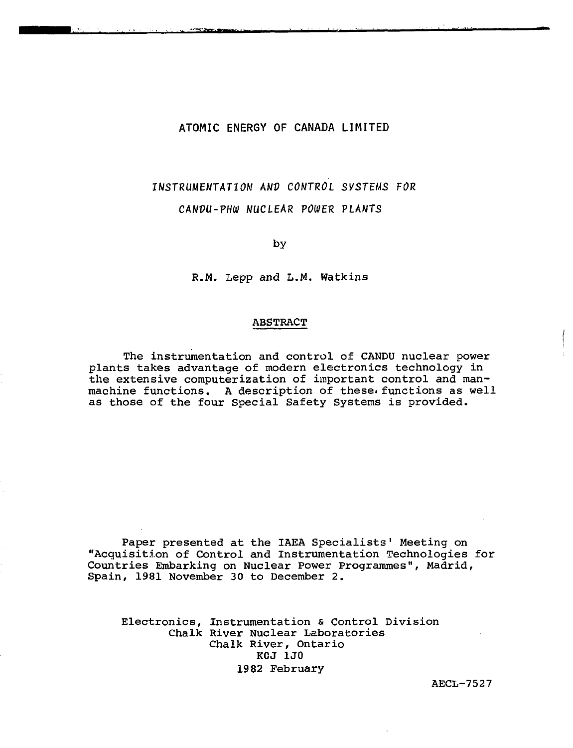ATOMIC ENERGY OF CANADA LIMITED

# *INSTRUMENTATION AND CONTROL SYSTEMS FOR CANDU-PHW NUCLEAR POWER PLANTS*

by

R.M. Lepp and L.M. Watkins

## ABSTRACT

The instrumentation and control of CANDU nuclear power plants takes advantage of modern electronics technology in the extensive computerization of important control and man-machine functions. A description of these functions as well as those of the four Special Safety Systems is provided.

Paper presented at the IAEA Specialists' Meeting on "Acquisition of Control and Instrumentation Technologies for Countries Embarking on Nuclear Power Programmes", Madrid, Spain, 1981 November 30 to December 2.

Electronics, Instrumentation & Control Division
Chalk River Nuclear Laboratories
Chalk River, Ontario
K0J 1J0
1982 February

AECL-7527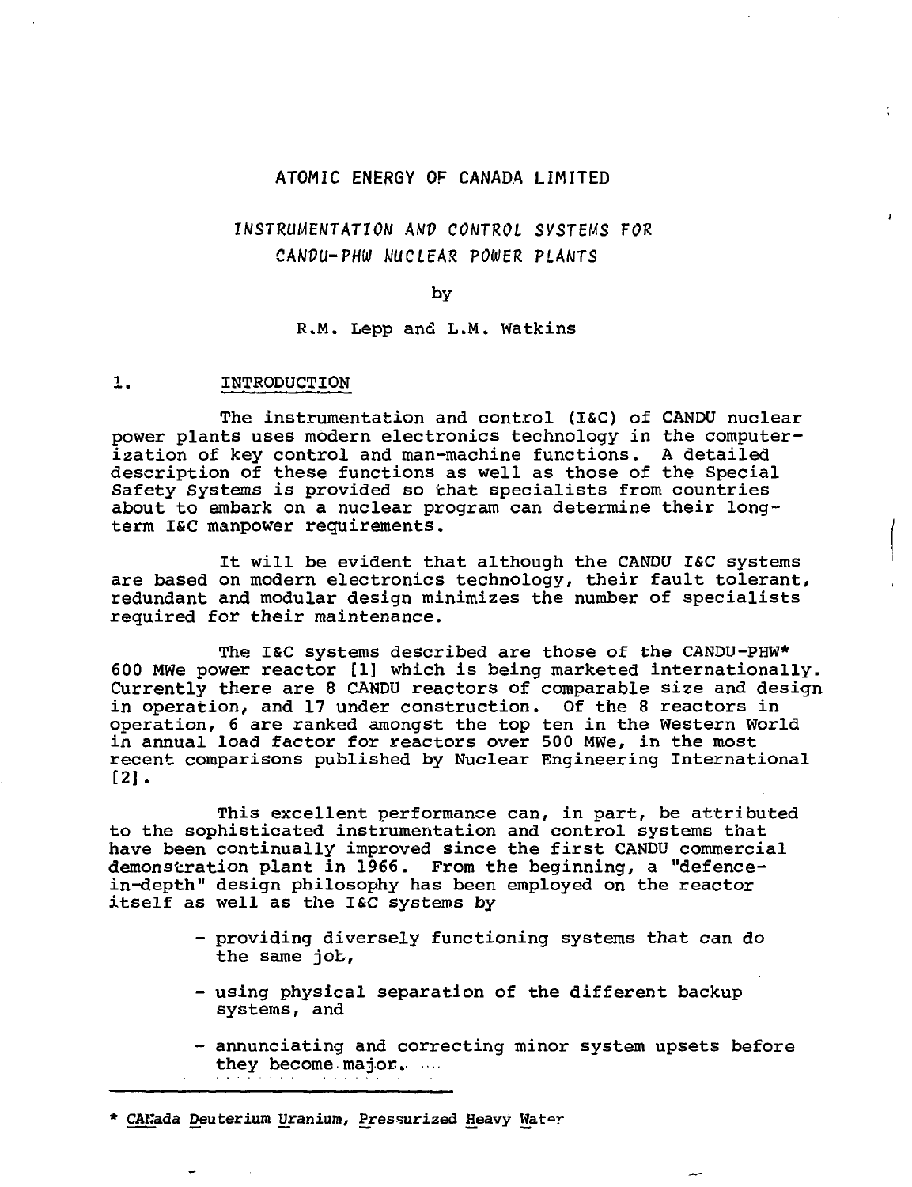ATOMIC ENERGY OF CANADA LIMITED

# *INSTRUMENTATION AND CONTROL SYSTEMS FOR CANDU-PHW NUCLEAR POWER PLANTS*

by

R.M. Lepp and L.M. Watkins

## 1. INTRODUCTION

The instrumentation and control (I&C) of CANDU nuclear power plants uses modern electronics technology in the computerization of key control and man-machine functions. A detailed description of these functions as well as those of the Special Safety Systems is provided so that specialists from countries about to embark on a nuclear program can determine their long-term I&C manpower requirements.

It will be evident that although the CANDU I&C systems are based on modern electronics technology, their fault tolerant, redundant and modular design minimizes the number of specialists required for their maintenance.

The I&C systems described are those of the CANDU-PHW* 600 MWe power reactor [1] which is being marketed internationally. Currently there are 8 CANDU reactors of comparable size and design in operation, and 17 under construction. Of the 8 reactors in operation, 6 are ranked amongst the top ten in the Western World in annual load factor for reactors over 500 MWe, in the most recent comparisons published by Nuclear Engineering International [2].

This excellent performance can, in part, be attributed to the sophisticated instrumentation and control systems that have been continually improved since the first CANDU commercial demonstration plant in 1966. From the beginning, a "defence-in-depth" design philosophy has been employed on the reactor itself as well as the I&C systems by

- providing diversely functioning systems that can do the same job,
- using physical separation of the different backup systems, and
- annunciating and correcting minor system upsets before they become major.

---

\* CANada Deuterium Uranium, Pressurized Heavy Water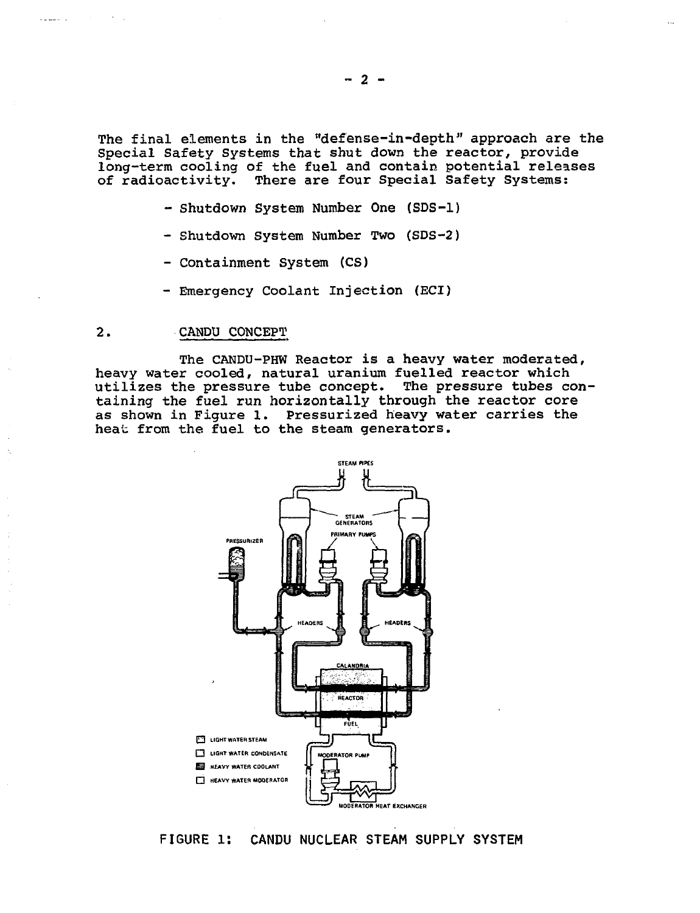The final elements in the "defense-in-depth" approach are the Special Safety Systems that shut down the reactor, provide long-term cooling of the fuel and contain potential releases of radioactivity. There are four Special Safety Systems:

- Shutdown System Number One (SDS-1)
- Shutdown System Number Two (SDS-2)
- Containment System (CS)
- Emergency Coolant Injection (ECI)

## 2. CANDU CONCEPT

The CANDU-PHW Reactor is a heavy water moderated, heavy water cooled, natural uranium fuelled reactor which utilizes the pressure tube concept. The pressure tubes containing the fuel run horizontally through the reactor core as shown in Figure 1. Pressurized heavy water carries the heat from the fuel to the steam generators.

STEAM PIPES

STEAM GENERATORS

PRIMARY PUMPS

PRESSURIZER

HEADERS

HEADERS

CALANDRIA

REACTOR

FUEL

LIGHT WATER STEAM

LIGHT WATER CONDENSATE

HEAVY WATER COOLANT

HEAVY WATER MODERATOR

MODERATOR PUMP

MODERATOR HEAT EXCHANGER

FIGURE 1: CANDU NUCLEAR STEAM SUPPLY SYSTEM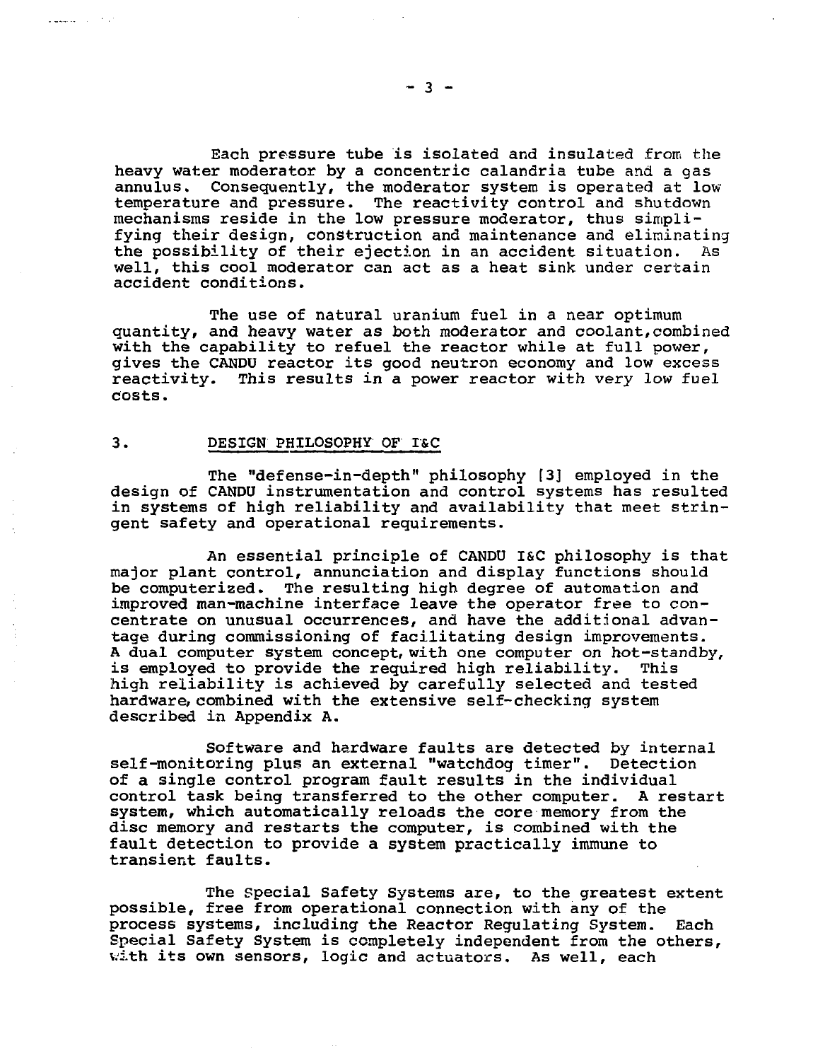Each pressure tube is isolated and insulated from the heavy water moderator by a concentric calandria tube and a gas annulus. Consequently, the moderator system is operated at low temperature and pressure. The reactivity control and shutdown mechanisms reside in the low pressure moderator, thus simplifying their design, construction and maintenance and eliminating the possibility of their ejection in an accident situation. As well, this cool moderator can act as a heat sink under certain accident conditions.

The use of natural uranium fuel in a near optimum quantity, and heavy water as both moderator and coolant, combined with the capability to refuel the reactor while at full power, gives the CANDU reactor its good neutron economy and low excess reactivity. This results in a power reactor with very low fuel costs.

## 3. DESIGN PHILOSOPHY OF I&C

The "defense-in-depth" philosophy [3] employed in the design of CANDU instrumentation and control systems has resulted in systems of high reliability and availability that meet stringent safety and operational requirements.

An essential principle of CANDU I&C philosophy is that major plant control, annunciation and display functions should be computerized. The resulting high degree of automation and improved man-machine interface leave the operator free to concentrate on unusual occurrences, and have the additional advantage during commissioning of facilitating design improvements. A dual computer system concept, with one computer on hot-standby, is employed to provide the required high reliability. This high reliability is achieved by carefully selected and tested hardware, combined with the extensive self-checking system described in Appendix A.

Software and hardware faults are detected by internal self-monitoring plus an external "watchdog timer". Detection of a single control program fault results in the individual control task being transferred to the other computer. A restart system, which automatically reloads the core memory from the disc memory and restarts the computer, is combined with the fault detection to provide a system practically immune to transient faults.

The Special Safety Systems are, to the greatest extent possible, free from operational connection with any of the process systems, including the Reactor Regulating System. Each Special Safety System is completely independent from the others, with its own sensors, logic and actuators. As well, each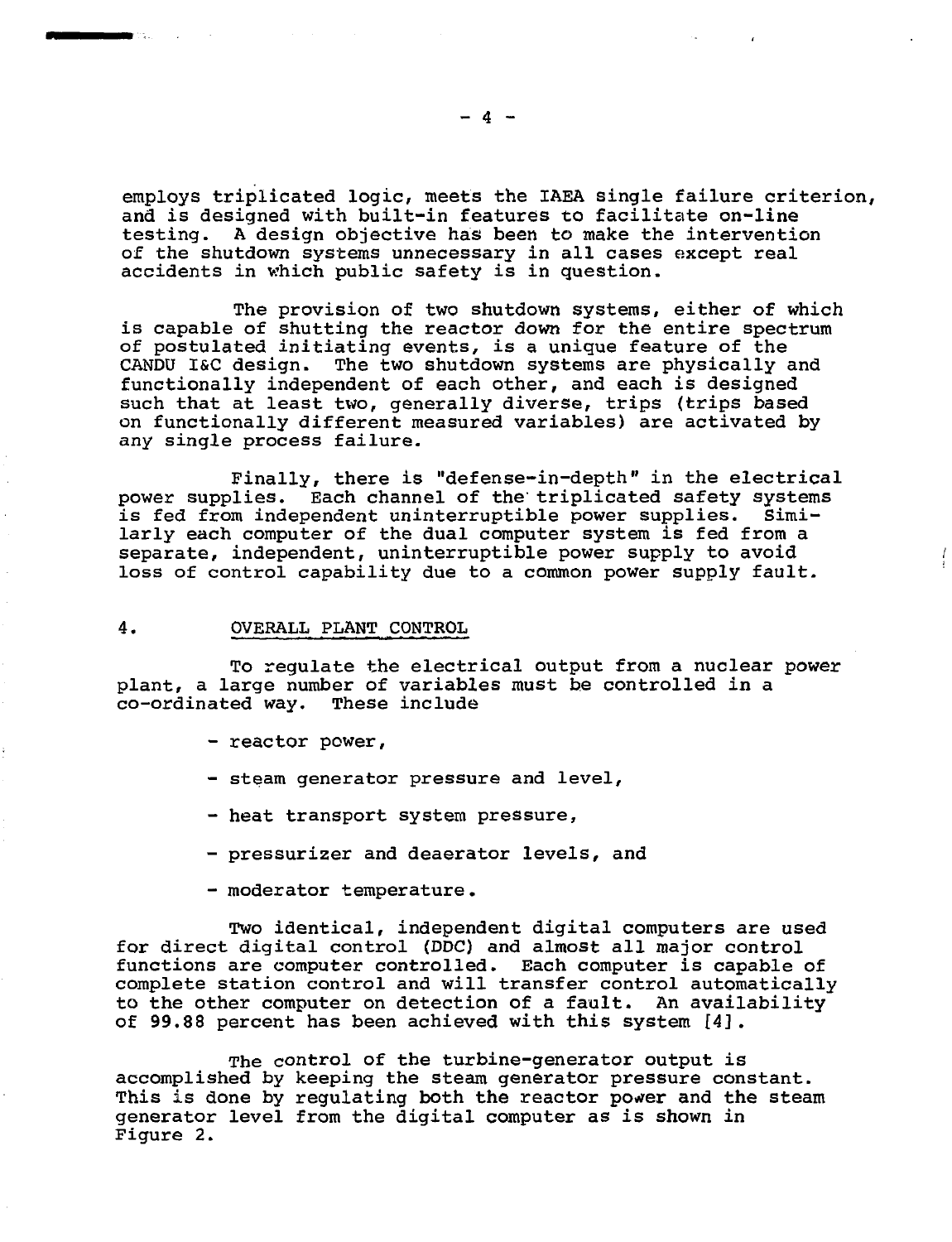employs triplicated logic, meets the IAEA single failure criterion, and is designed with built-in features to facilitate on-line testing. A design objective has been to make the intervention of the shutdown systems unnecessary in all cases except real accidents in which public safety is in question.

The provision of two shutdown systems, either of which is capable of shutting the reactor down for the entire spectrum of postulated initiating events, is a unique feature of the CANDU I&C design. The two shutdown systems are physically and functionally independent of each other, and each is designed such that at least two, generally diverse, trips (trips based on functionally different measured variables) are activated by any single process failure.

Finally, there is "defense-in-depth" in the electrical power supplies. Each channel of the triplicated safety systems is fed from independent uninterruptible power supplies. Similarly each computer of the dual computer system is fed from a separate, independent, uninterruptible power supply to avoid loss of control capability due to a common power supply fault.

## 4. OVERALL PLANT CONTROL

To regulate the electrical output from a nuclear power plant, a large number of variables must be controlled in a co-ordinated way. These include

- reactor power,
- steam generator pressure and level,
- heat transport system pressure,
- pressurizer and deaerator levels, and
- moderator temperature.

Two identical, independent digital computers are used for direct digital control (DDC) and almost all major control functions are computer controlled. Each computer is capable of complete station control and will transfer control automatically to the other computer on detection of a fault. An availability of 99.88 percent has been achieved with this system [4].

The control of the turbine-generator output is accomplished by keeping the steam generator pressure constant. This is done by regulating both the reactor power and the steam generator level from the digital computer as is shown in Figure 2.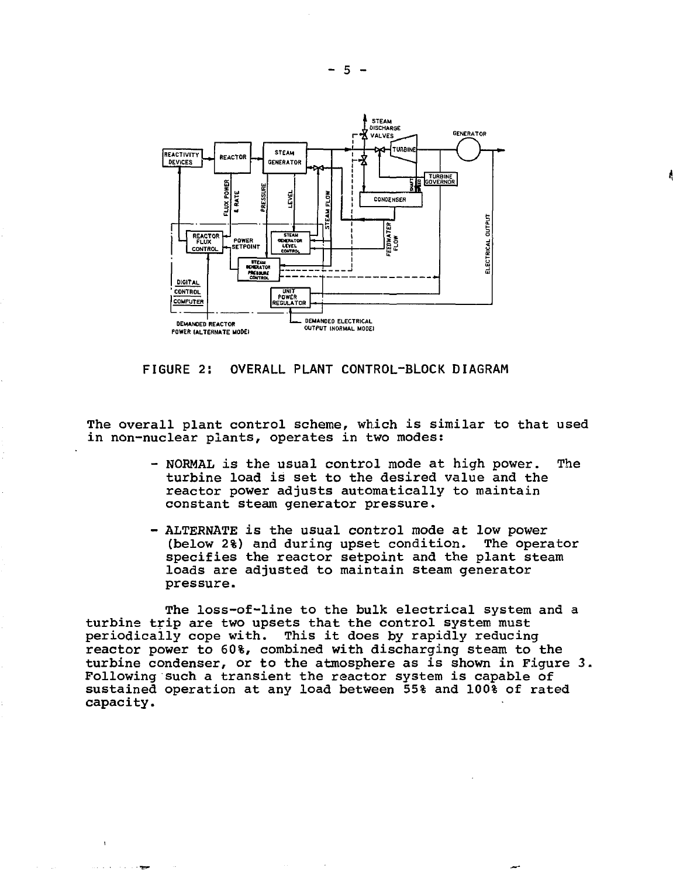FIGURE 2: OVERALL PLANT CONTROL-BLOCK DIAGRAM

The overall plant control scheme, which is similar to that used in non-nuclear plants, operates in two modes:

- NORMAL is the usual control mode at high power. The turbine load is set to the desired value and the reactor power adjusts automatically to maintain constant steam generator pressure.

- ALTERNATE is the usual control mode at low power (below 2%) and during upset condition. The operator specifies the reactor setpoint and the plant steam loads are adjusted to maintain steam generator pressure.

The loss-of-line to the bulk electrical system and a turbine trip are two upsets that the control system must periodically cope with. This it does by rapidly reducing reactor power to 60%, combined with discharging steam to the turbine condenser, or to the atmosphere as is shown in Figure 3. Following such a transient the reactor system is capable of sustained operation at any load between 55% and 100% of rated capacity.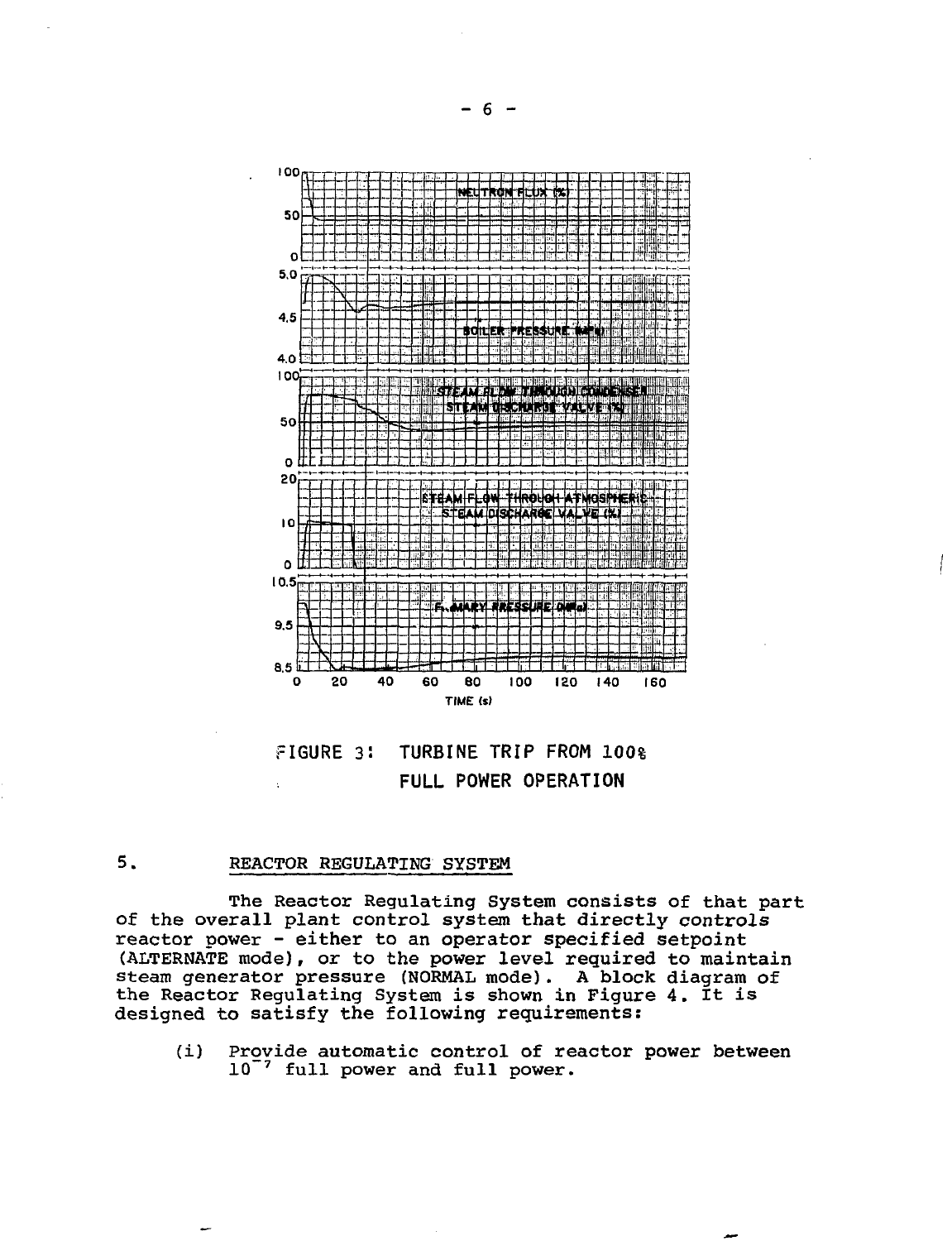FIGURE 3: TURBINE TRIP FROM 100% FULL POWER OPERATION

## 5. REACTOR REGULATING SYSTEM

The Reactor Regulating System consists of that part of the overall plant control system that directly controls reactor power - either to an operator specified setpoint (ALTERNATE mode), or to the power level required to maintain steam generator pressure (NORMAL mode). A block diagram of the Reactor Regulating System is shown in Figure 4. It is designed to satisfy the following requirements:

(i) Provide automatic control of reactor power between $10^{-7}$ full power and full power.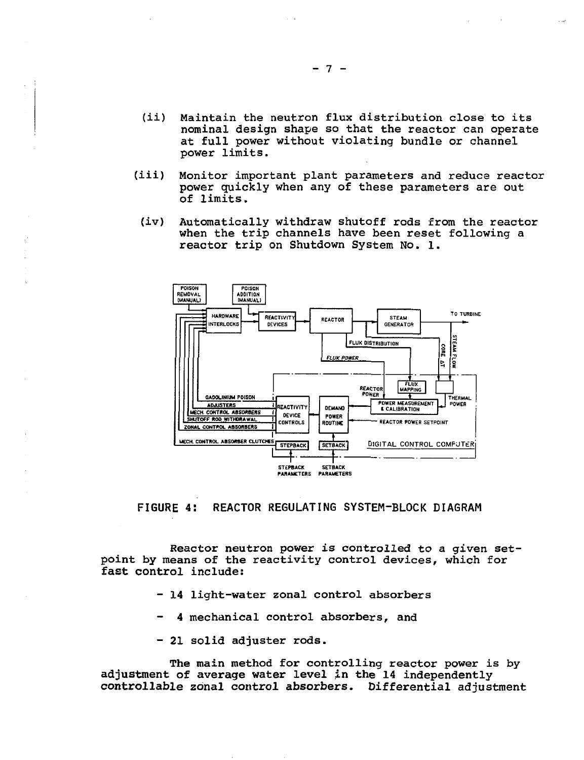(ii) Maintain the neutron flux distribution close to its nominal design shape so that the reactor can operate at full power without violating bundle or channel power limits.

(iii) Monitor important plant parameters and reduce reactor power quickly when any of these parameters are out of limits.

(iv) Automatically withdraw shutoff rods from the reactor when the trip channels have been reset following a reactor trip on Shutdown System No. 1.

FIGURE 4: REACTOR REGULATING SYSTEM-BLOCK DIAGRAM

Reactor neutron power is controlled to a given setpoint by means of the reactivity control devices, which for fast control include:

- 14 light-water zonal control absorbers
- 4 mechanical control absorbers, and
- 21 solid adjuster rods.

The main method for controlling reactor power is by adjustment of average water level in the 14 independently controllable zonal control absorbers. Differential adjustment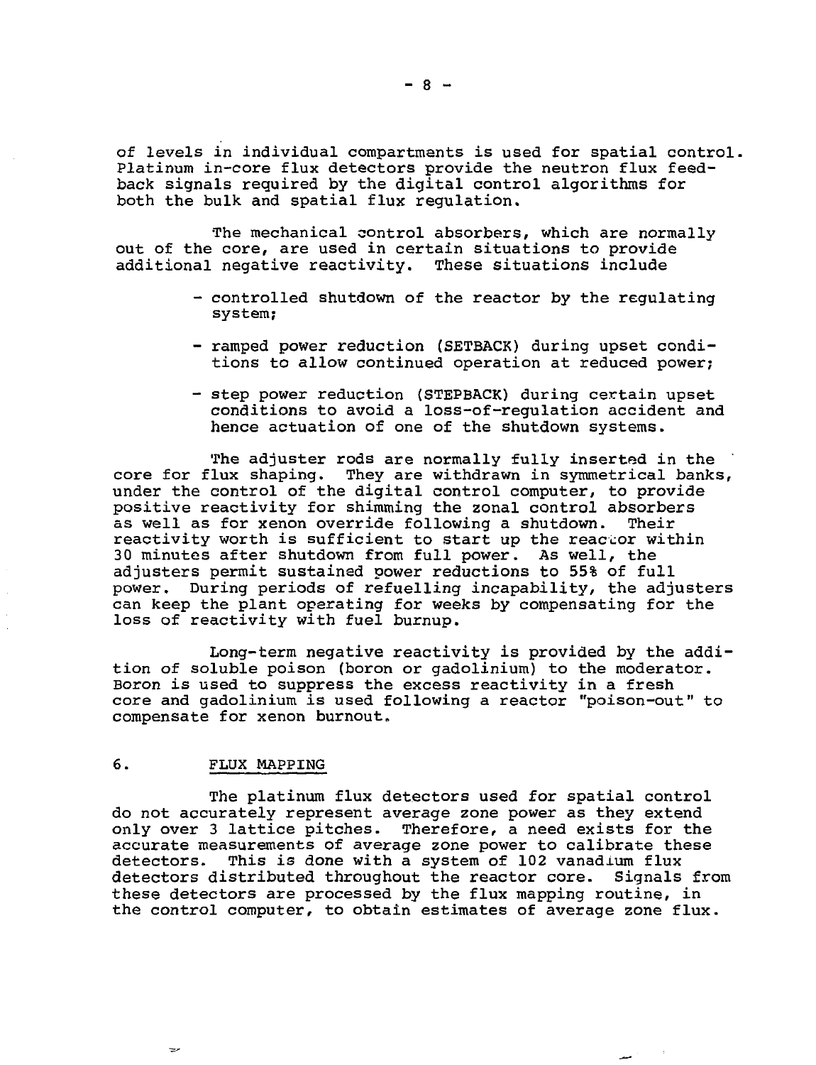of levels in individual compartments is used for spatial control. Platinum in-core flux detectors provide the neutron flux feedback signals required by the digital control algorithms for both the bulk and spatial flux regulation.

The mechanical control absorbers, which are normally out of the core, are used in certain situations to provide additional negative reactivity. These situations include

- controlled shutdown of the reactor by the regulating system;
- ramped power reduction (SETBACK) during upset conditions to allow continued operation at reduced power;
- step power reduction (STEPBACK) during certain upset conditions to avoid a loss-of-regulation accident and hence actuation of one of the shutdown systems.

The adjuster rods are normally fully inserted in the core for flux shaping. They are withdrawn in symmetrical banks, under the control of the digital control computer, to provide positive reactivity for shimming the zonal control absorbers as well as for xenon override following a shutdown. Their reactivity worth is sufficient to start up the reactor within 30 minutes after shutdown from full power. As well, the adjusters permit sustained power reductions to 55% of full power. During periods of refuelling incapability, the adjusters can keep the plant operating for weeks by compensating for the loss of reactivity with fuel burnup.

Long-term negative reactivity is provided by the addition of soluble poison (boron or gadolinium) to the moderator. Boron is used to suppress the excess reactivity in a fresh core and gadolinium is used following a reactor "poison-out" to compensate for xenon burnout.

## 6. FLUX MAPPING

The platinum flux detectors used for spatial control do not accurately represent average zone power as they extend only over 3 lattice pitches. Therefore, a need exists for the accurate measurements of average zone power to calibrate these detectors. This is done with a system of 102 vanadium flux detectors distributed throughout the reactor core. Signals from these detectors are processed by the flux mapping routine, in the control computer, to obtain estimates of average zone flux.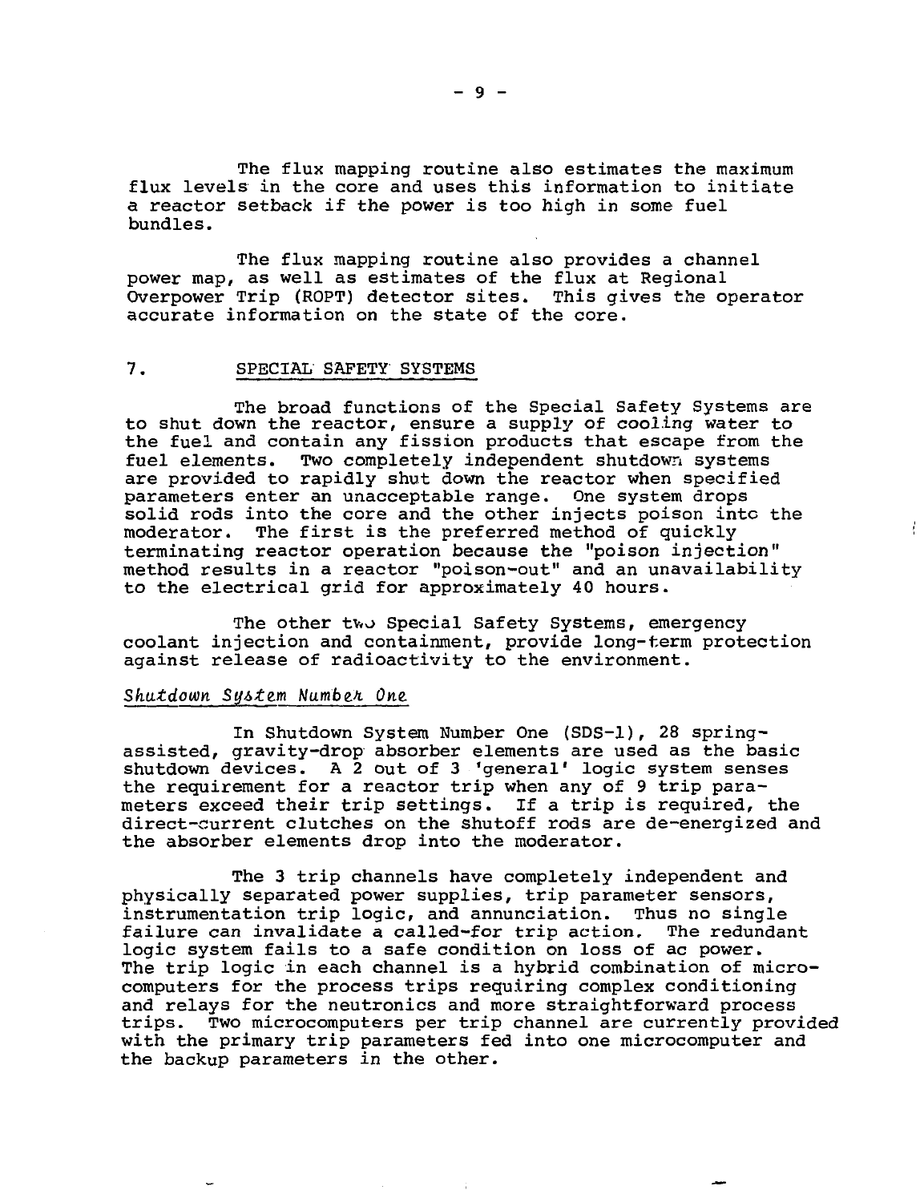The flux mapping routine also estimates the maximum flux levels in the core and uses this information to initiate a reactor setback if the power is too high in some fuel bundles.

The flux mapping routine also provides a channel power map, as well as estimates of the flux at Regional Overpower Trip (ROPT) detector sites. This gives the operator accurate information on the state of the core.

## 7. SPECIAL SAFETY SYSTEMS

The broad functions of the Special Safety Systems are to shut down the reactor, ensure a supply of cooling water to the fuel and contain any fission products that escape from the fuel elements. Two completely independent shutdown systems are provided to rapidly shut down the reactor when specified parameters enter an unacceptable range. One system drops solid rods into the core and the other injects poison into the moderator. The first is the preferred method of quickly terminating reactor operation because the "poison injection" method results in a reactor "poison-out" and an unavailability to the electrical grid for approximately 40 hours.

The other two Special Safety Systems, emergency coolant injection and containment, provide long-term protection against release of radioactivity to the environment.

### *Shutdown System Number One*

In Shutdown System Number One (SDS-1), 28 spring-assisted, gravity-drop absorber elements are used as the basic shutdown devices. A 2 out of 3 'general' logic system senses the requirement for a reactor trip when any of 9 trip parameters exceed their trip settings. If a trip is required, the direct-current clutches on the shutoff rods are de-energized and the absorber elements drop into the moderator.

The 3 trip channels have completely independent and physically separated power supplies, trip parameter sensors, instrumentation trip logic, and annunciation. Thus no single failure can invalidate a called-for trip action. The redundant logic system fails to a safe condition on loss of ac power. The trip logic in each channel is a hybrid combination of microcomputers for the process trips requiring complex conditioning and relays for the neutronics and more straightforward process trips. Two microcomputers per trip channel are currently provided with the primary trip parameters fed into one microcomputer and the backup parameters in the other.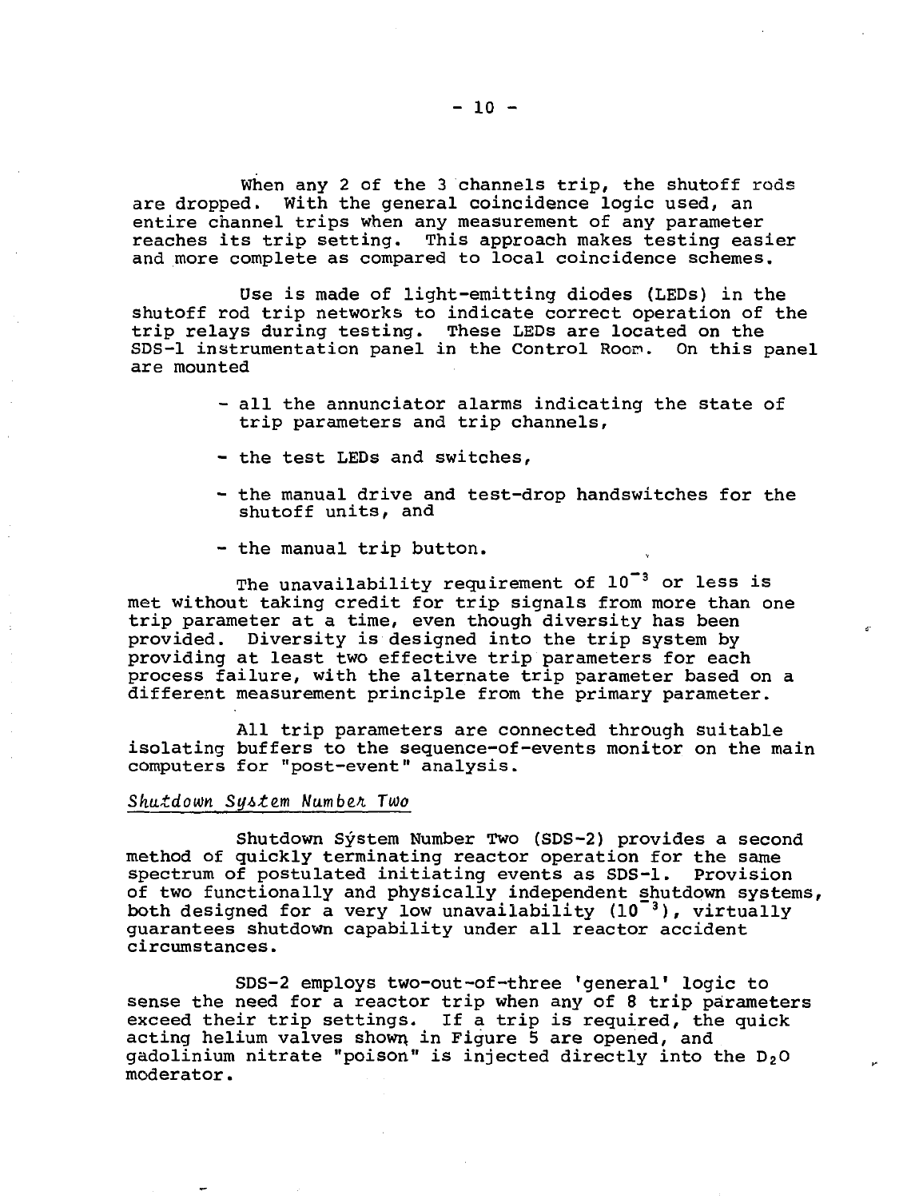When any 2 of the 3 channels trip, the shutoff rods are dropped. With the general coincidence logic used, an entire channel trips when any measurement of any parameter reaches its trip setting. This approach makes testing easier and more complete as compared to local coincidence schemes.

Use is made of light-emitting diodes (LEDs) in the shutoff rod trip networks to indicate correct operation of the trip relays during testing. These LEDs are located on the SDS-1 instrumentation panel in the Control Room. On this panel are mounted

- all the annunciator alarms indicating the state of trip parameters and trip channels,
- the test LEDs and switches,
- the manual drive and test-drop handswitches for the shutoff units, and
- the manual trip button.

The unavailability requirement of $10^{-3}$ or less is met without taking credit for trip signals from more than one trip parameter at a time, even though diversity has been provided. Diversity is designed into the trip system by providing at least two effective trip parameters for each process failure, with the alternate trip parameter based on a different measurement principle from the primary parameter.

All trip parameters are connected through suitable isolating buffers to the sequence-of-events monitor on the main computers for "post-event" analysis.

*Shutdown System Number Two*

Shutdown System Number Two (SDS-2) provides a second method of quickly terminating reactor operation for the same spectrum of postulated initiating events as SDS-1. Provision of two functionally and physically independent shutdown systems, both designed for a very low unavailability ($10^{-3}$), virtually guarantees shutdown capability under all reactor accident circumstances.

SDS-2 employs two-out-of-three 'general' logic to sense the need for a reactor trip when any of 8 trip parameters exceed their trip settings. If a trip is required, the quick acting helium valves shown in Figure 5 are opened, and gadolinium nitrate "poison" is injected directly into the $D_2O$ moderator.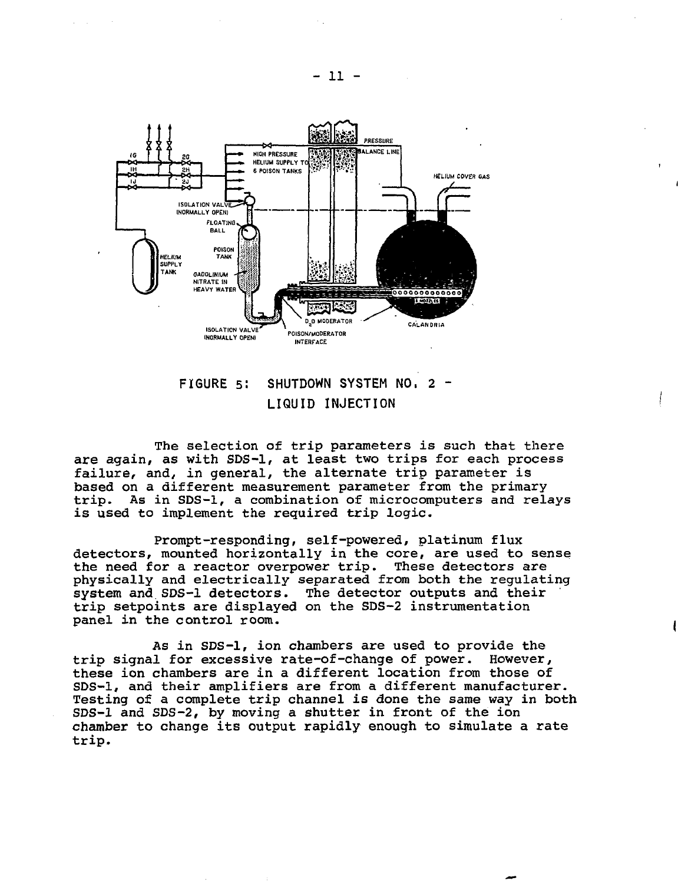FIGURE 5: SHUTDOWN SYSTEM NO. 2 - LIQUID INJECTION

The selection of trip parameters is such that there are again, as with SDS-1, at least two trips for each process failure, and, in general, the alternate trip parameter is based on a different measurement parameter from the primary trip. As in SDS-1, a combination of microcomputers and relays is used to implement the required trip logic.

Prompt-responding, self-powered, platinum flux detectors, mounted horizontally in the core, are used to sense the need for a reactor overpower trip. These detectors are physically and electrically separated from both the regulating system and SDS-1 detectors. The detector outputs and their trip setpoints are displayed on the SDS-2 instrumentation panel in the control room.

As in SDS-1, ion chambers are used to provide the trip signal for excessive rate-of-change of power. However, these ion chambers are in a different location from those of SDS-1, and their amplifiers are from a different manufacturer. Testing of a complete trip channel is done the same way in both SDS-1 and SDS-2, by moving a shutter in front of the ion chamber to change its output rapidly enough to simulate a rate trip.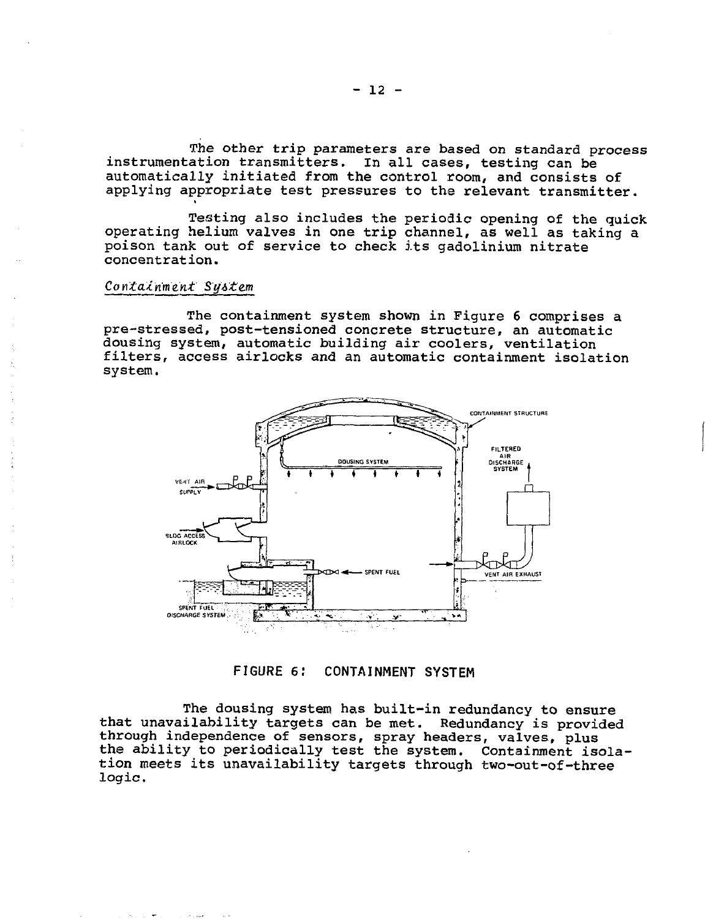The other trip parameters are based on standard process instrumentation transmitters. In all cases, testing can be automatically initiated from the control room, and consists of applying appropriate test pressures to the relevant transmitter.

Testing also includes the periodic opening of the quick operating helium valves in one trip channel, as well as taking a poison tank out of service to check its gadolinium nitrate concentration.

*Containment System*

The containment system shown in Figure 6 comprises a pre-stressed, post-tensioned concrete structure, an automatic dousing system, automatic building air coolers, ventilation filters, access airlocks and an automatic containment isolation system.

FIGURE 6: CONTAINMENT SYSTEM

The dousing system has built-in redundancy to ensure that unavailability targets can be met. Redundancy is provided through independence of sensors, spray headers, valves, plus the ability to periodically test the system. Containment isolation meets its unavailability targets through two-out-of-three logic.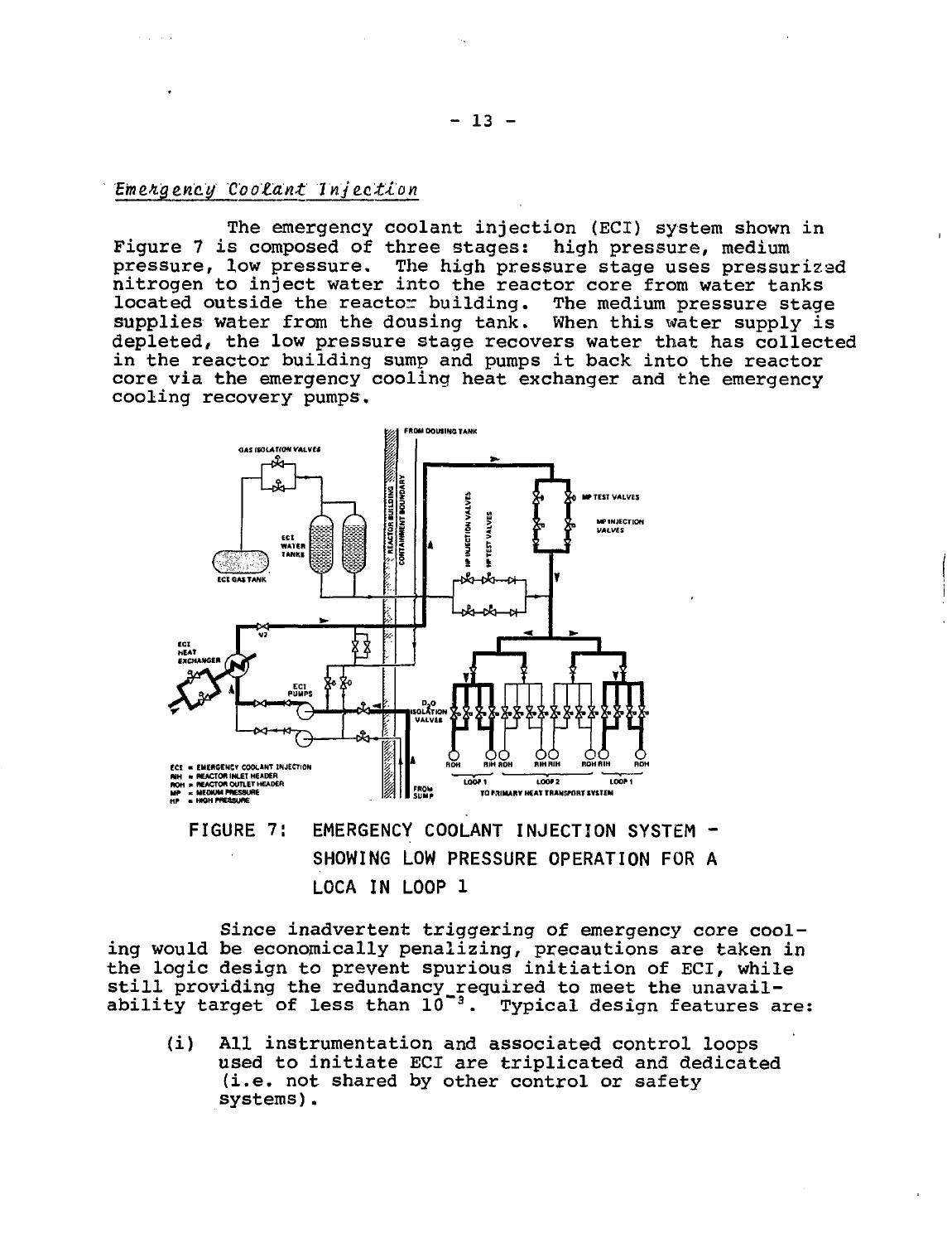*Emergency Coolant Injection*

The emergency coolant injection (ECI) system shown in Figure 7 is composed of three stages: high pressure, medium pressure, low pressure. The high pressure stage uses pressurized nitrogen to inject water into the reactor core from water tanks located outside the reactor building. The medium pressure stage supplies water from the dousing tank. When this water supply is depleted, the low pressure stage recovers water that has collected in the reactor building sump and pumps it back into the reactor core via the emergency cooling heat exchanger and the emergency cooling recovery pumps.

FIGURE 7: EMERGENCY COOLANT INJECTION SYSTEM - SHOWING LOW PRESSURE OPERATION FOR A LOCA IN LOOP 1

Since inadvertent triggering of emergency core cooling would be economically penalizing, precautions are taken in the logic design to prevent spurious initiation of ECI, while still providing the redundancy required to meet the unavailability target of less than $10^{-3}$. Typical design features are:

(i) All instrumentation and associated control loops used to initiate ECI are triplicated and dedicated (i.e. not shared by other control or safety systems).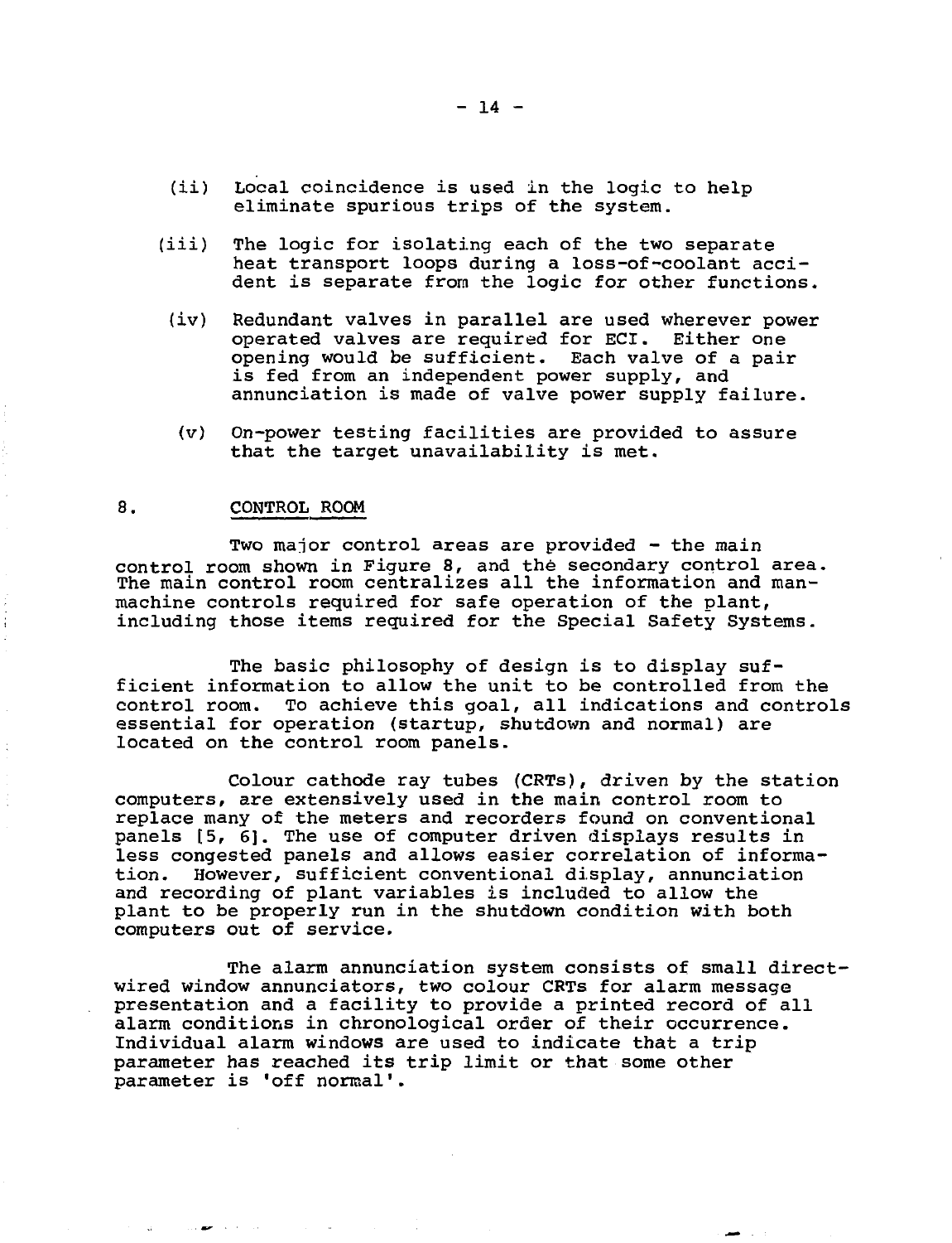(ii) Local coincidence is used in the logic to help eliminate spurious trips of the system.

(iii) The logic for isolating each of the two separate heat transport loops during a loss-of-coolant accident is separate from the logic for other functions.

(iv) Redundant valves in parallel are used wherever power operated valves are required for ECI. Either one opening would be sufficient. Each valve of a pair is fed from an independent power supply, and annunciation is made of valve power supply failure.

(v) On-power testing facilities are provided to assure that the target unavailability is met.

## 8. CONTROL ROOM

Two major control areas are provided - the main control room shown in Figure 8, and the secondary control area. The main control room centralizes all the information and man-machine controls required for safe operation of the plant, including those items required for the Special Safety Systems.

The basic philosophy of design is to display sufficient information to allow the unit to be controlled from the control room. To achieve this goal, all indications and controls essential for operation (startup, shutdown and normal) are located on the control room panels.

Colour cathode ray tubes (CRTs), driven by the station computers, are extensively used in the main control room to replace many of the meters and recorders found on conventional panels [5, 6]. The use of computer driven displays results in less congested panels and allows easier correlation of information. However, sufficient conventional display, annunciation and recording of plant variables is included to allow the plant to be properly run in the shutdown condition with both computers out of service.

The alarm annunciation system consists of small direct-wired window annunciators, two colour CRTs for alarm message presentation and a facility to provide a printed record of all alarm conditions in chronological order of their occurrence. Individual alarm windows are used to indicate that a trip parameter has reached its trip limit or that some other parameter is 'off normal'.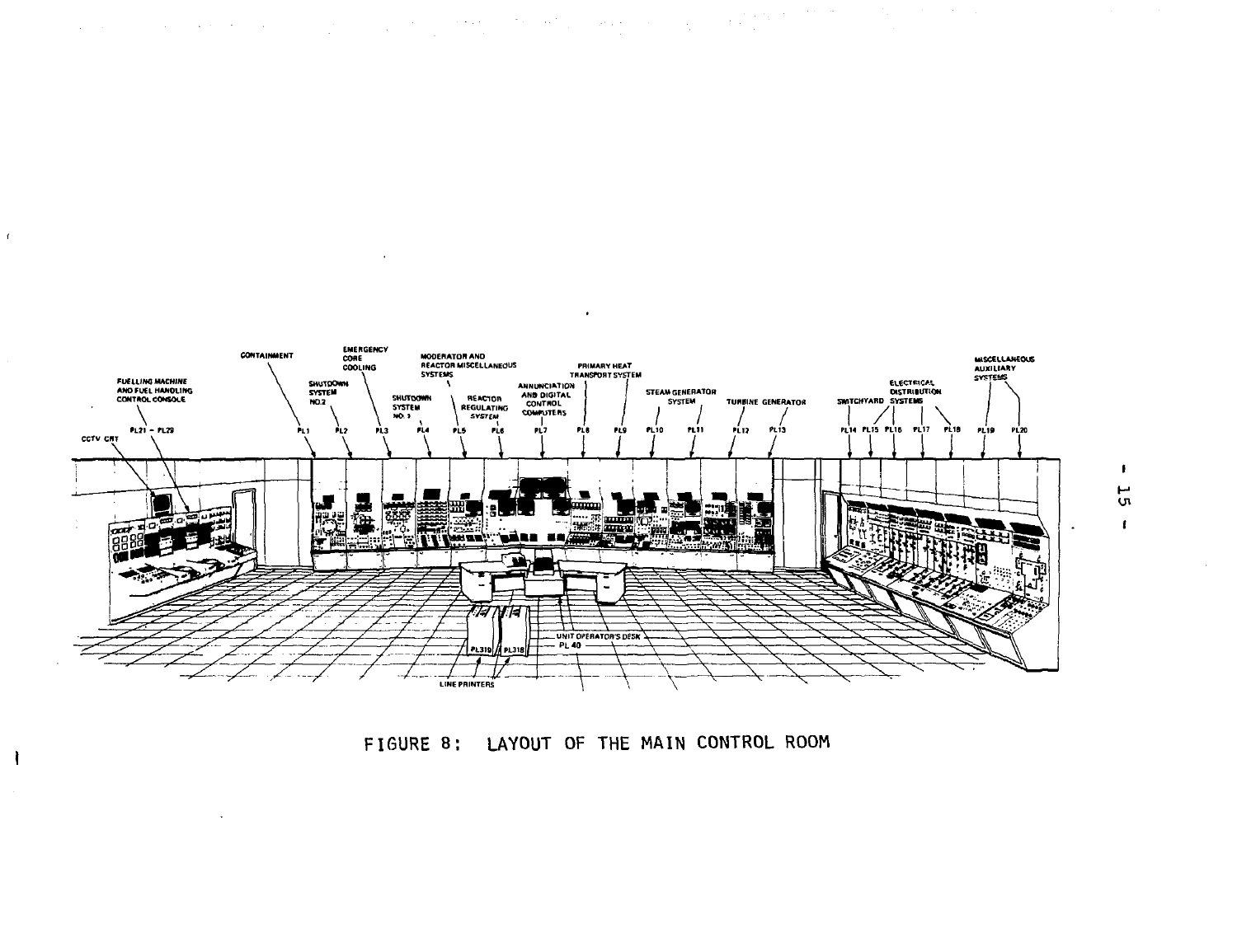FIGURE 8: LAYOUT OF THE MAIN CONTROL ROOM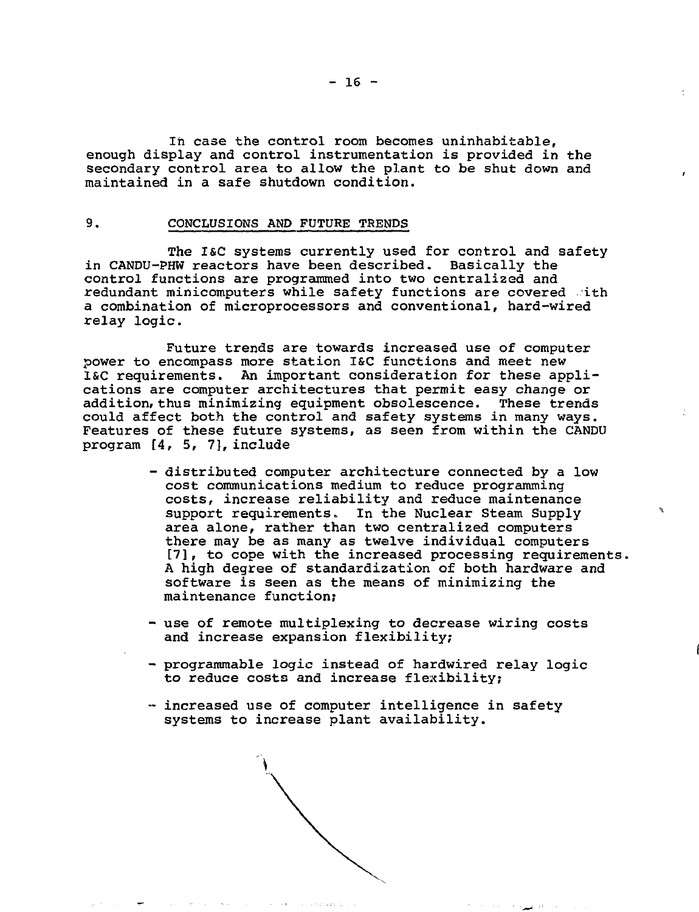In case the control room becomes uninhabitable, enough display and control instrumentation is provided in the secondary control area to allow the plant to be shut down and maintained in a safe shutdown condition.

## 9. CONCLUSIONS AND FUTURE TRENDS

The I&C systems currently used for control and safety in CANDU-PHW reactors have been described. Basically the control functions are programmed into two centralized and redundant minicomputers while safety functions are covered with a combination of microprocessors and conventional, hard-wired relay logic.

Future trends are towards increased use of computer power to encompass more station I&C functions and meet new I&C requirements. An important consideration for these applications are computer architectures that permit easy change or addition, thus minimizing equipment obsolescence. These trends could affect both the control and safety systems in many ways. Features of these future systems, as seen from within the CANDU program [4, 5, 7], include

- distributed computer architecture connected by a low cost communications medium to reduce programming costs, increase reliability and reduce maintenance support requirements. In the Nuclear Steam Supply area alone, rather than two centralized computers there may be as many as twelve individual computers [7], to cope with the increased processing requirements. A high degree of standardization of both hardware and software is seen as the means of minimizing the maintenance function;
- use of remote multiplexing to decrease wiring costs and increase expansion flexibility;
- programmable logic instead of hardwired relay logic to reduce costs and increase flexibility;
- increased use of computer intelligence in safety systems to increase plant availability.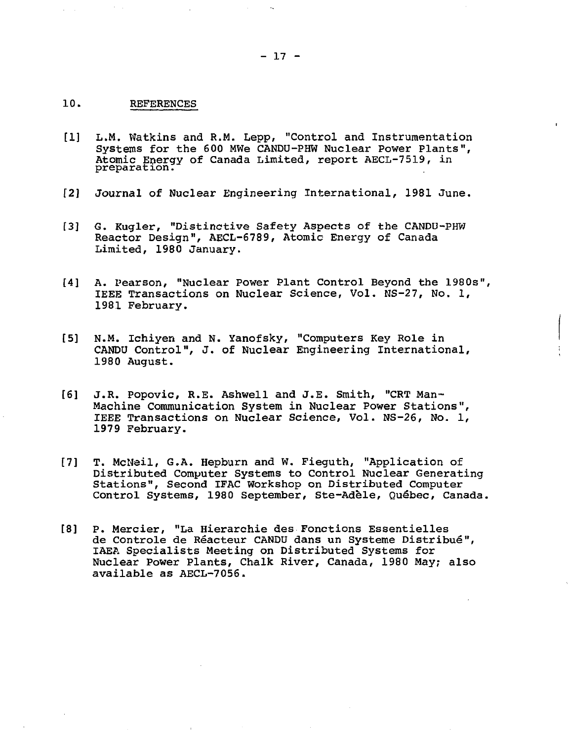## 10. REFERENCES

[1] L.M. Watkins and R.M. Lepp, "Control and Instrumentation Systems for the 600 MWe CANDU-PHW Nuclear Power Plants", Atomic Energy of Canada Limited, report AECL-7519, in preparation.

[2] Journal of Nuclear Engineering International, 1981 June.

[3] G. Kugler, "Distinctive Safety Aspects of the CANDU-PHW Reactor Design", AECL-6789, Atomic Energy of Canada Limited, 1980 January.

[4] A. Pearson, "Nuclear Power Plant Control Beyond the 1980s", IEEE Transactions on Nuclear Science, Vol. NS-27, No. 1, 1981 February.

[5] N.M. Ichiyen and N. Yanofsky, "Computers Key Role in CANDU Control", J. of Nuclear Engineering International, 1980 August.

[6] J.R. Popovic, R.E. Ashwell and J.E. Smith, "CRT Man-Machine Communication System in Nuclear Power Stations", IEEE Transactions on Nuclear Science, Vol. NS-26, No. 1, 1979 February.

[7] T. McNeil, G.A. Hepburn and W. Fieguth, "Application of Distributed Computer Systems to Control Nuclear Generating Stations", Second IFAC Workshop on Distributed Computer Control Systems, 1980 September, Ste-Adèle, Québec, Canada.

[8] P. Mercier, "La Hierarchie des Fonctions Essentielles de Controle de Réacteur CANDU dans un Systeme Distribué", IAEA Specialists Meeting on Distributed Systems for Nuclear Power Plants, Chalk River, Canada, 1980 May; also available as AECL-7056.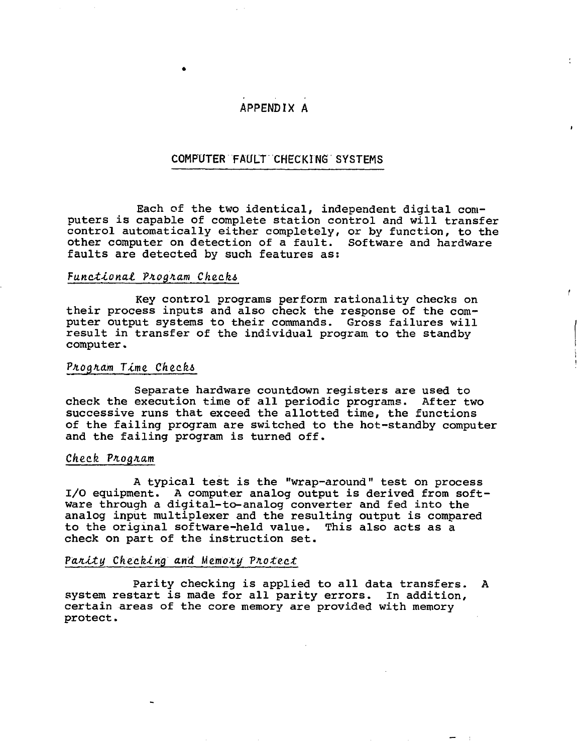# APPENDIX A

## COMPUTER FAULT CHECKING SYSTEMS

Each of the two identical, independent digital computers is capable of complete station control and will transfer control automatically either completely, or by function, to the other computer on detection of a fault. Software and hardware faults are detected by such features as:

*Functional Program Checks*

Key control programs perform rationality checks on their process inputs and also check the response of the computer output systems to their commands. Gross failures will result in transfer of the individual program to the standby computer.

*Program Time Checks*

Separate hardware countdown registers are used to check the execution time of all periodic programs. After two successive runs that exceed the allotted time, the functions of the failing program are switched to the hot-standby computer and the failing program is turned off.

*Check Program*

A typical test is the "wrap-around" test on process I/O equipment. A computer analog output is derived from software through a digital-to-analog converter and fed into the analog input multiplexer and the resulting output is compared to the original software-held value. This also acts as a check on part of the instruction set.

*Parity Checking and Memory Protect*

Parity checking is applied to all data transfers. A system restart is made for all parity errors. In addition, certain areas of the core memory are provided with memory protect.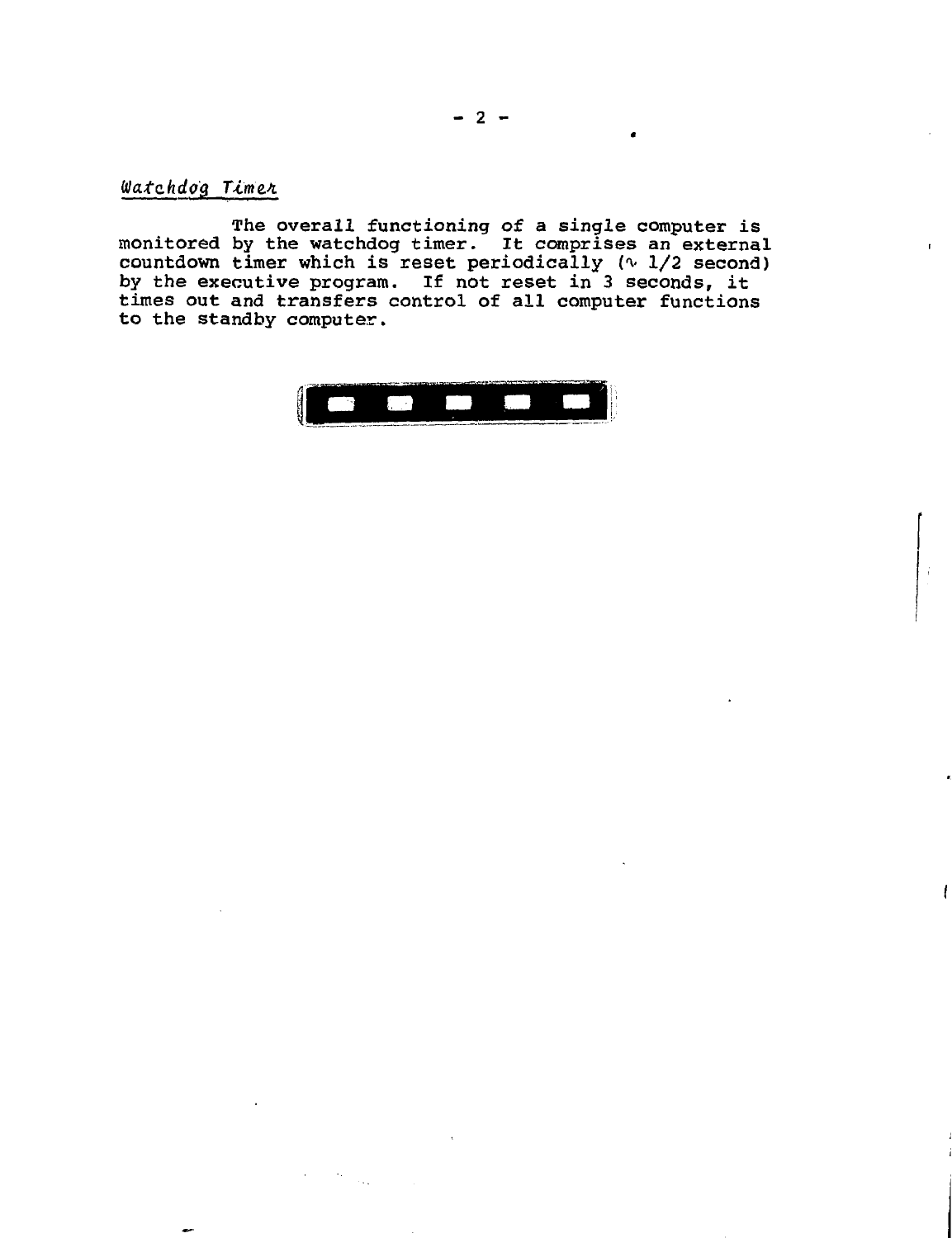*Watchdog Timer*

The overall functioning of a single computer is monitored by the watchdog timer. It comprises an external countdown timer which is reset periodically ($\sim$ 1/2 second) by the executive program. If not reset in 3 seconds, it times out and transfers control of all computer functions to the standby computer.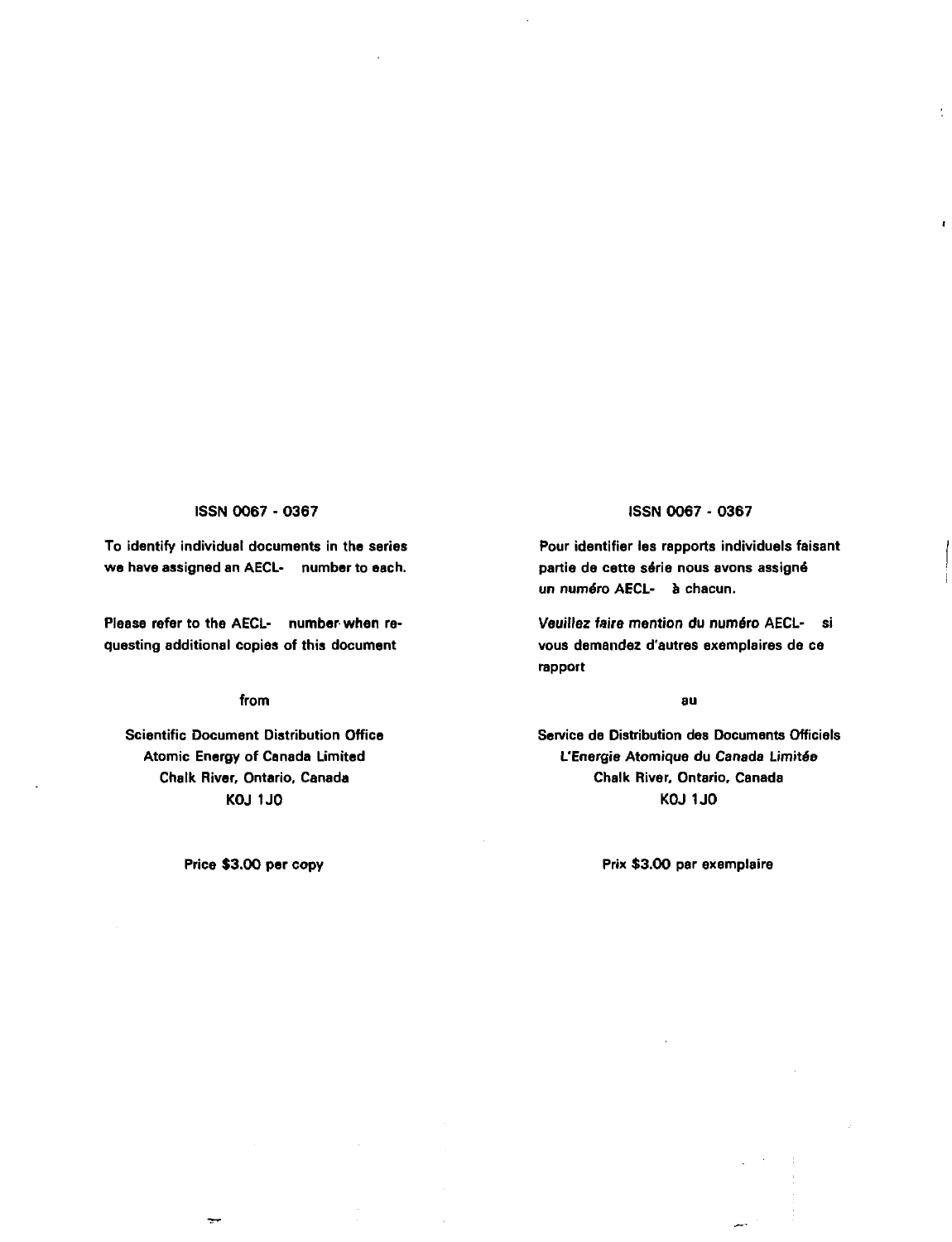ISSN 0067 - 0367

To identify individual documents in the series we have assigned an AECL- number to each.

Please refer to the AECL- number when requesting additional copies of this document

from

Scientific Document Distribution Office
Atomic Energy of Canada Limited
Chalk River, Ontario, Canada
K0J 1J0

Price $3.00 per copy

ISSN 0067 - 0367

Pour identifier les rapports individuels faisant partie de cette série nous avons assigné un numéro AECL- à chacun.

*Veuillez faire mention du numéro* AECL- si vous demandez d'autres exemplaires de ce rapport

au

Service de Distribution des Documents Officiels
*L'Energie Atomique du Canada Limitée*
Chalk River, Ontario, Canada
K0J 1J0

Prix $3.00 par exemplaire